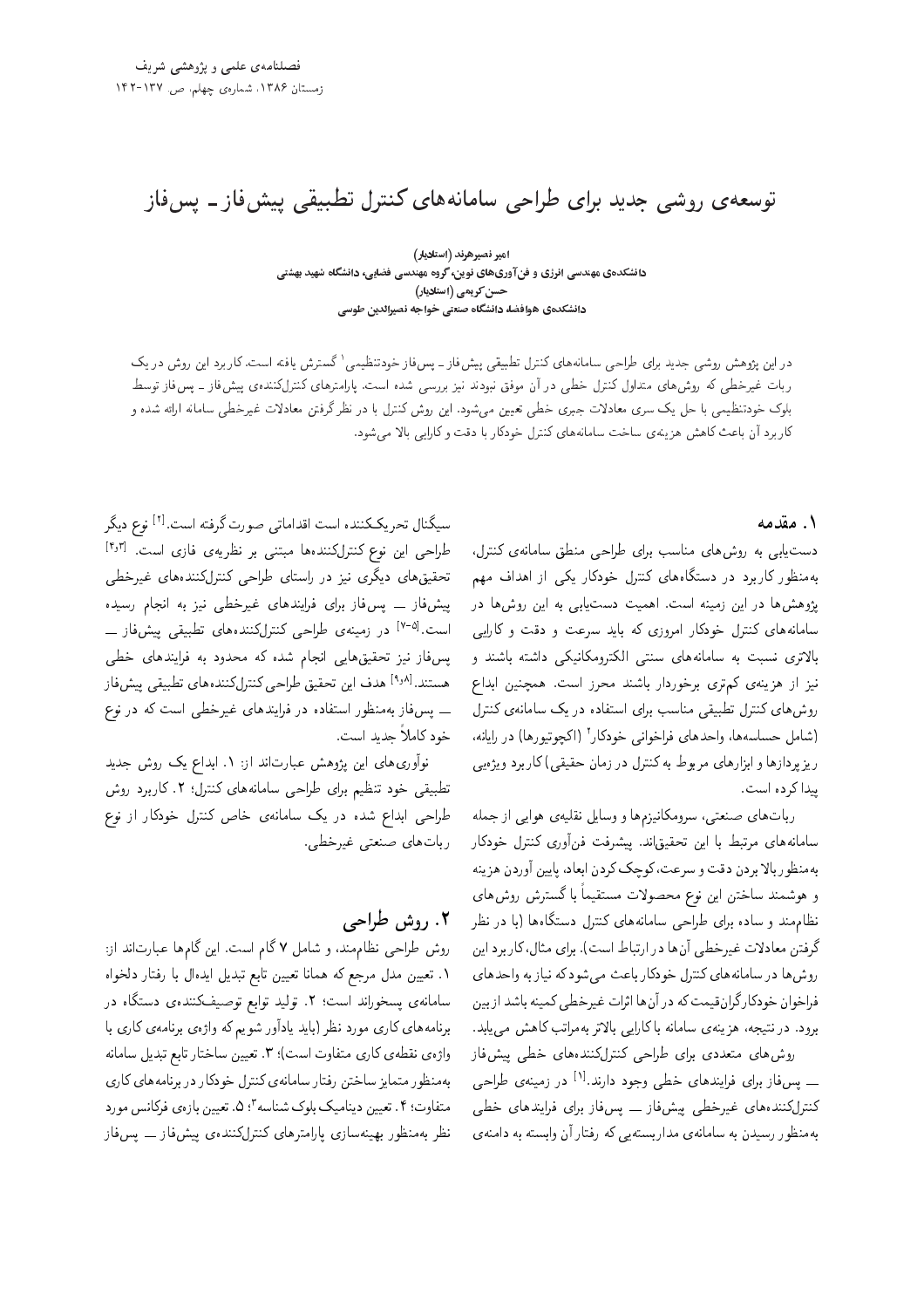# توسعه‌ی روشی جدید برای طراحی سامانه‌های کنترل تطبیقی پیش‌فاز ـ پس‌فاز

**امیر نصیرهند (استادیار)**
**دانشکده‌ی مهندسی انرژی و فن‌آوری‌های نوین، گروه مهندسی فضایی، دانشگاه شهید بهشتی**
**حسن کریمی (استادیار)**
**دانشکده‌ی هوافضا دانشگاه صنعتی خواجه نصیرالدین طوسی**

در این پژوهش روشی جدید برای طراحی سامانه‌های کنترل تطبیقی پیش‌فاز ـ پس‌فاز خودتنظیمی[1] گسترش یافته است. کاربرد این روش در یک ربات غیرخطی که روش‌های متداول کنترل خطی در آن موفق نبودند نیز بررسی شده است. پارامترهای کنترل‌کننده‌ی پیش‌فاز ـ پس‌فاز توسط بلوک خودتنظیمی با حل یک سری معادلات جبری خطی تعیین می‌شود. این روش کنترل با در نظرگرفتن معادلات غیرخطی سامانه ارائه شده و کاربرد آن باعث کاهش هزینه‌ی ساخت سامانه‌های کنترل خودکار با دقت و کارایی بالا می‌شود.

## ۱. مقدمه

دست‌یابی به روش‌های مناسب برای طراحی منطق سامانه‌ی کنترل، به‌منظور کاربرد در دستگاه‌های کنترل خودکار یکی از اهداف مهم پژوهش‌ها در این زمینه است. اهمیت دست‌یابی به این روش‌ها در سامانه‌های کنترل خودکار امروزی که باید سرعت و دقت و کارایی بالاتری نسبت به سامانه‌های سنتی الکترومکانیکی داشته باشند و نیز از هزینه‌ی کم‌تری برخوردار باشند محرز است. همچنین ابداع روش‌های کنترل تطبیقی مناسب برای استفاده در یک سامانه‌ی کنترل (شامل حسابه‌ها، واحدهای فراخوانی خودکار[2] (اکچوتیورها) در رایانه، ریز پردازها و ابزارهای مربوط به کنترل در زمان حقیقی) کاربرد ویژه‌یی پیدا کرده است.

ربات‌های صنعتی، سروومکانیزم‌ها و وسایل نقلیه‌ی هوایی از جمله سامانه‌های مرتبط با این تحقیق‌اند. پیشرفت فن‌آوری کنترل خودکار به‌منظور بالا بردن دقت و سرعت، کوچک‌کردن ابعاد، پایین آوردن هزینه و هوشمند ساختن این نوع محصولات مستقیماً با گسترش روش‌های نظام‌مند و ساده برای طراحی سامانه‌های کنترل دستگاه‌ها (با در نظر گرفتن معادلات غیرخطی آن‌ها در ارتباط است). برای مثال، کاربرد این روش‌ها در سامانه‌های کنترل خودکار باعث می‌شود که نیاز به واحدهای فراخوان خودکار گران‌قیمت که در آن‌ها اثرات غیرخطی کمینه باشد از بین برود. در نتیجه، هزینه‌ی سامانه با کارایی بالاتر به‌مراتب کاهش می‌یابد.

روش‌های متعددی برای طراحی کنترل‌کننده‌های خطی پیش‌فاز ـــ پس‌فاز برای فرایندهای خطی وجود دارند.[1] در زمینه‌ی طراحی کنترل‌کننده‌های غیرخطی پیش‌فاز ـــ پس‌فاز برای فرایندهای خطی به‌منظور رسیدن به سامانه‌ی مداربسته‌یی که رفتار آن وابسته به دامنه‌ی سیگنال تحریک‌کننده است اقداماتی صورت گرفته است.[2] نوع دیگر طراحی این نوع کنترل‌کننده‌ها مبتنی بر نظریه‌ی فازی است.[3,4] تحقیق‌های دیگری نیز در راستای طراحی کنترل‌کننده‌های غیرخطی پیش‌فاز ـــ پس‌فاز برای فرایندهای غیرخطی نیز به انجام رسیده است.[5-7] در زمینه‌ی طراحی کنترل‌کننده‌های تطبیقی پیش‌فاز ـــ پس‌فاز نیز تحقیق‌هایی انجام شده که محدود به فرایندهای خطی هستند.[8,9] هدف این تحقیق طراحی کنترل‌کننده‌های تطبیقی پیش‌فاز ـــ پس‌فاز به‌منظور استفاده در فرایندهای غیرخطی است که در نوع خود کاملاً جدید است.

نوآوری‌های این پژوهش عبارت‌اند از: ۱. ابداع یک روش جدید تطبیقی خود تنظیم برای طراحی سامانه‌های کنترل؛ ۲. کاربرد روش طراحی ابداع شده در یک سامانه‌ی خاص کنترل خودکار از نوع ربات‌های صنعتی غیرخطی.

## ۲. روش طراحی

روش طراحی نظام‌مند، و شامل ۷ گام است. این گام‌ها عبارت‌اند از: ۱. تعیین مدل مرجع که همانا تعیین تابع تبدیل ایده‌ال با رفتار دلخواه سامانه‌ی پسخوراند است؛ ۲. تولید توابع توصیف‌کننده‌ی دستگاه در برنامه‌های کاری مورد نظر (باید یادآور شویم که واژه‌ی برنامه‌ی کاری با واژه‌ی نقطه‌ی کاری متفاوت است)؛ ۳. تعیین ساختار تابع تبدیل سامانه به‌منظور متمایز ساختن رفتار سامانه‌ی کنترل خودکار در برنامه‌های کاری متفاوت؛ ۴. تعیین دینامیک بلوک شناسه[3]؛ ۵. تعیین بازه‌ی فرکانس مورد نظر به‌منظور بهینه‌سازی پارامترهای کنترل‌کننده‌ی پیش‌فاز ـــ پس‌فاز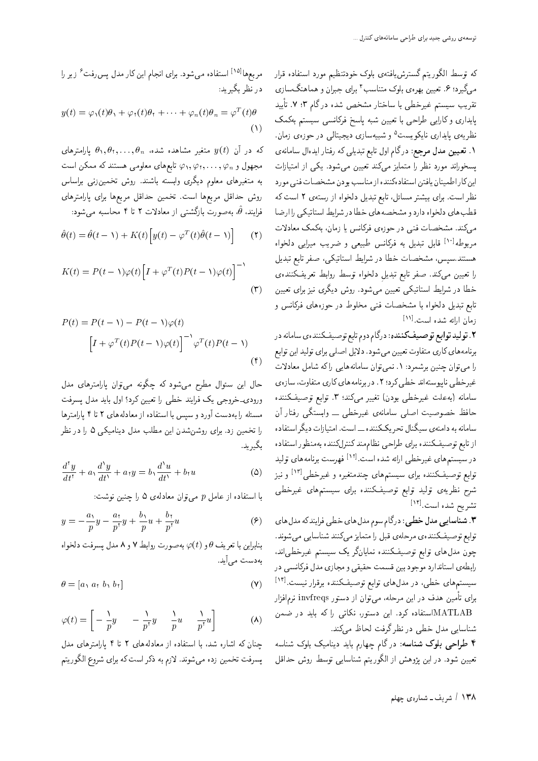که توسط الگوریتم گسترش‌یافته‌ی بلوک خودتنظیم مورد استفاده قرار می‌گیرد؛ ۶. تعیین بهره‌ی بلوک متناسب[۴] برای جبران و هماهنگ‌سازی تقریب سیستم غیرخطی با ساختار مشخص شده در گام ۳؛ ۷. تأیید پایداری و کارایی طراحی با تعیین شبه پاسخ فرکانسی سیستم به‌کمک نظریه‌ی پایداری نایکویست[۵] و شبیه‌سازی دیجیتالی در حوزه‌ی زمان.

**۱. تعیین مدل مرجع:** درگام اول تابع تبدیلی که رفتار ایده‌ال سامانه‌ی پسخوراند مورد نظر را متمایز می‌کند تعیین می‌شود. یکی از امتیازات این کار اطمینان یافتن استفاده‌کننده از مناسب بودن مشخصات فنی مورد نظر است. برای بیشتر مسائل، تابع تبدیل دلخواه از رسته‌ی ۲ است که قطب‌های دلخواه دارد و مشخصه‌های خطا در شرایط استاتیکی را ارضا می‌کند. مشخصات فنی در حوزه‌ی فرکانس یا زمان، به‌کمک معادلات مربوطه[۱۰] قابل تبدیل به فرکانس طبیعی و ضریب میرایی دلخواه هستند.سپس، مشخصات خطا در شرایط استاتیکی، صفر تابع تبدیل را تعیین می‌کند. صفر تابع تبدیل دلخواه توسط روابط تعریف‌کننده‌ی خطا در شرایط استاتیکی تعیین می‌شود. روش دیگری نیز برای تعیین تابع تبدیل دلخواه با مشخصات فنی مخلوط در حوزه‌های فرکانس و زمان ارائه شده است.[۱۱]

**۲. تولید توابع توصیف‌کننده:** درگام دوم تابع توصیف‌کننده‌ی سامانه در برنامه‌های کاری متفاوت تعیین می‌شود. دلایل اصلی برای تولید این توابع را می‌توان چنین برشمرد: ۱. نمی‌توان سامانه‌هایی را که شامل معادلات غیرخطی ناپیوسته‌اند خطی‌کرد؛ ۲. در برنامه‌های کاری متفاوت، سازه‌ی سامانه (به‌علت غیرخطی بودن) تغییر می‌کند؛ ۳. توابع توصیف‌کننده حافظ خصوصیت اصلی سامانه‌ی غیرخطی ــ وابستگی رفتار آن سامانه به دامنه‌ی سیگنال تحریک‌کننده ــ است. امتیازات دیگر استفاده از تابع توصیف‌کننده برای طراحی نظام‌مند کنترل‌کننده به‌منظور استفاده در سیستم‌های غیرخطی ارائه شده است.[۱۲] فهرست برنامه‌های تولید توابع توصیف‌کننده برای سیستم‌های چندمتغیره و غیرخطی[۱۳] و نیز شرح نظریه‌ی تولید توابع توصیف‌کننده برای سیستم‌های غیرخطی تشریح شده است.[۱۴]

**۳. شناسایی مدل خطی:** درگام سوم مدل‌های خطی فرایند که مدل‌های توابع توصیف‌کننده‌ی مرحله‌ی قبل را متمایز می‌کنند شناسایی می‌شوند. چون مدل‌های توابع توصیف‌کننده نمایانگر یک سیستم غیرخطی‌اند، رابطه‌ی استاندارد موجود بین قسمت حقیقی و مجازی مدل فرکانسی در سیستم‌های خطی، در مدل‌های توابع توصیف‌کننده برقرار نیست.[۱۴] برای تأمین هدف در این مرحله، می‌توان از دستور invfreqs نرم‌افزار MATLAB استفاده کرد. این دستور، نکاتی را که باید در ضمن شناسایی مدل خطی در نظرگرفت لحاظ می‌کند.

**۴ طراحی بلوک شناسه:** درگام چهارم باید دینامیک بلوک شناسه تعیین شود. در این پژوهش از الگوریتم شناسایی توسط روش حداقل مربع‌ها[۱۵] استفاده می‌شود. برای انجام این کار مدل پس‌رفت[۶] زیر را در نظر بگیرید:

$$y(t) = \varphi_1(t)\theta_1 + \varphi_2(t)\theta_2 + \cdots + \varphi_n(t)\theta_n = \varphi^T(t)\theta \qquad (1)$$

که در آن $y(t)$ متغیر مشاهده شده، $\theta_1, \theta_2, \ldots, \theta_n$ پارامترهای مجهول و $\varphi_1, \varphi_2, \ldots, \varphi_n$ تابع‌های معلومی هستند که ممکن است به متغیرهای معلوم دیگری وابسته باشند. روش تخمین‌زنی براساس روش حداقل مربع‌ها است. تخمین حداقل مربع‌ها برای پارامترهای فرایند، $\hat{\theta}$، به‌صورت بازگشتی از معادلات ۲ تا ۴ محاسبه می‌شود:

$$\hat{\theta}(t) = \hat{\theta}(t-1) + K(t)\left[y(t) - \varphi^T(t)\hat{\theta}(t-1)\right] \qquad (2)$$

$$K(t) = P(t-1)\varphi(t)\left[I + \varphi^T(t)P(t-1)\varphi(t)\right]^{-1} \qquad (3)$$

$$P(t) = P(t-1) - P(t-1)\varphi(t)\left[I + \varphi^T(t)P(t-1)\varphi(t)\right]^{-1}\varphi^T(t)P(t-1) \qquad (4)$$

حال این سئوال مطرح می‌شود که چگونه می‌توان پارامترهای مدل ورودی‌ـ‌خروجی یک فرایند خطی را تعیین کرد؟ اول باید مدل پسرفت مسئله را به‌دست آورد و سپس با استفاده از معادله‌های ۲ تا ۴ پارامترها را تخمین زد. برای روشن‌شدن این مطلب مدل دینامیکی ۵ را در نظر بگیرید.

$$\frac{d^2y}{dt^2} + a_1\frac{d^1y}{dt^1} + a_2 y = b_1\frac{d^1u}{dt^1} + b_2 u \qquad (5)$$

با استفاده از عامل $p$ می‌توان معادله‌ی ۵ را چنین نوشت:

$$y = -\frac{a_1}{p}y - \frac{a_2}{p^2}y + \frac{b_1}{p}u + \frac{b_2}{p^2}u \qquad (6)$$

بنابراین با تعریف $\theta$ و $\varphi(t)$ به‌صورت روابط ۷ و ۸ مدل پسرفت دلخواه به‌دست می‌آید.

$$\theta = [a_1 \ a_2 \ b_1 \ b_2] \qquad (7)$$

$$\varphi(t) = \left[-\frac{1}{p}y \quad -\frac{1}{p^2}y \quad \frac{1}{p}u \quad \frac{1}{p^2}u\right] \qquad (8)$$

چنان که اشاره شد، با استفاده از معادله‌های ۲ تا ۴ پارامترهای مدل پسرفت تخمین زده می‌شوند. لازم به ذکر است که برای شروع الگوریتم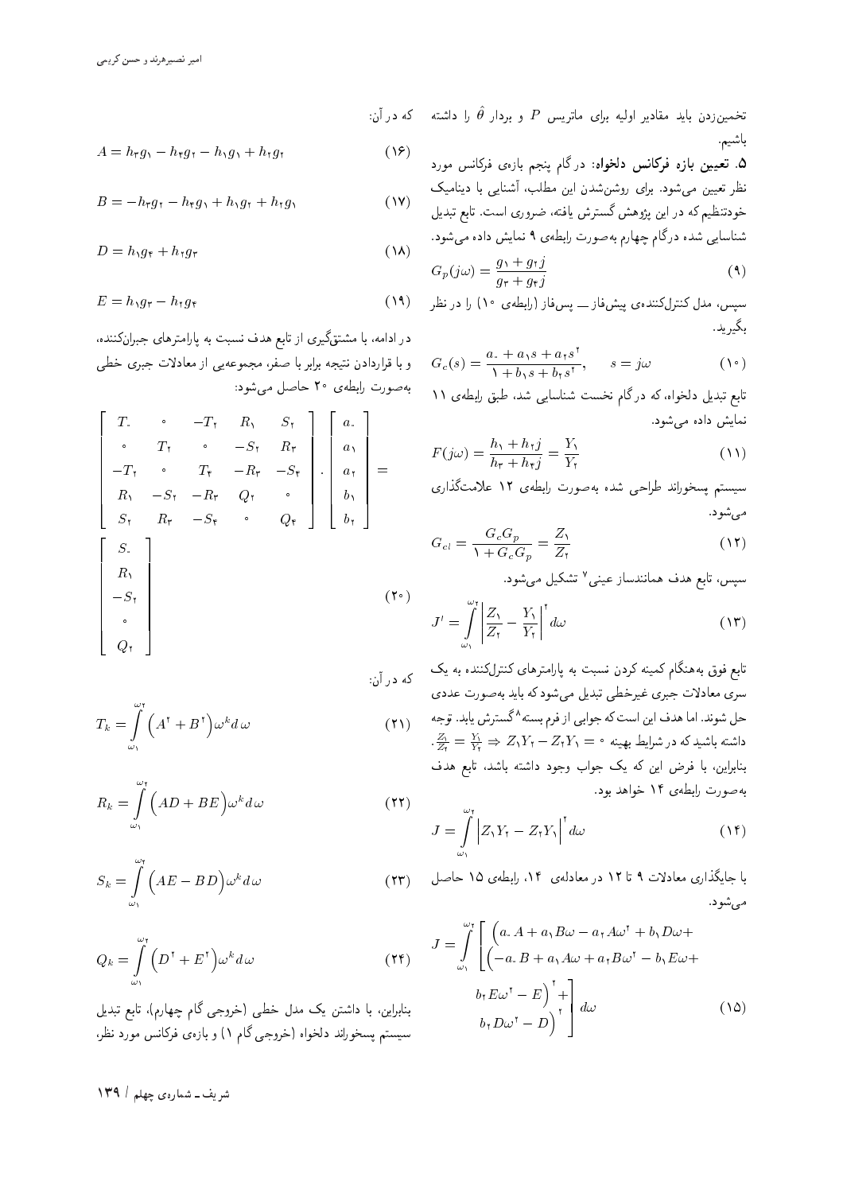تخمین‌زدن باید مقادیر اولیه برای ماتریس $P$ و بردار $\hat{\theta}$ را داشته باشیم.

**۵. تعیین بازه فرکانس دلخواه:** درگام پنجم بازه‌ی فرکانس مورد نظر تعیین می‌شود. برای روشن‌شدن این مطلب، آشنایی با دینامیک خودتنظیم که در این پژوهش گسترش یافته، ضروری است. تابع تبدیل شناسایی شده درگام چهارم به‌صورت رابطه‌ی ۹ نمایش داده می‌شود.

$$G_p(j\omega) = \frac{g_1 + g_2 j}{g_3 + g_4 j} \tag{9}$$

سپس، مدل کنترل‌کننده‌ی پیش‌فاز ــ پس‌فاز (رابطه‌ی ۱۰) را در نظر بگیرید.

$$G_c(s) = \frac{a_0 + a_1 s + a_2 s^2}{1 + b_1 s + b_2 s^2}, \qquad s = j\omega \tag{10}$$

تابع تبدیل دلخواه، که درگام نخست شناسایی شد، طبق رابطه‌ی ۱۱ نمایش داده می‌شود.

$$F(j\omega) = \frac{h_1 + h_2 j}{h_3 + h_4 j} = \frac{Y_1}{Y_2} \tag{11}$$

سیستم پسخوراند طراحی شده به‌صورت رابطه‌ی ۱۲ علامت‌گذاری می‌شود.

$$G_{cl} = \frac{G_c G_p}{1 + G_c G_p} = \frac{Z_1}{Z_2} \tag{12}$$

سپس، تابع هدف همانندساز عینی[7] تشکیل می‌شود.

$$J' = \int_{\omega_1}^{\omega_2} \left| \frac{Z_1}{Z_2} - \frac{Y_1}{Y_2} \right|^2 d\omega \tag{13}$$

تابع فوق به‌هنگام کمینه کردن نسبت به پارامترهای کنترل‌کننده به یک سری معادلات جبری غیرخطی تبدیل می‌شود که باید به‌صورت عددی حل شوند. اما هدف این است که جوابی از فرم بسته[8] گسترش یابد. توجه داشته باشید که در شرایط بهینه $\frac{Z_1}{Z_2} = \frac{Y_1}{Y_2} \Rightarrow Z_1 Y_2 - Z_2 Y_1 = 0$. بنابراین، با فرض این که یک جواب وجود داشته باشد، تابع هدف به‌صورت رابطه‌ی ۱۴ خواهد بود.

$$J = \int_{\omega_1}^{\omega_2} \left| Z_1 Y_2 - Z_2 Y_1 \right|^2 d\omega \tag{14}$$

با جایگذاری معادلات ۹ تا ۱۲ در معادله‌ی ۱۴، رابطه‌ی ۱۵ حاصل می‌شود.

$$J = \int_{\omega_1}^{\omega_2} \left[ \begin{array}{l} \left( a_0 A + a_1 B\omega - a_2 A\omega^2 + b_1 D\omega + b_2 E\omega^2 - E \right)^2 + \\ \left( -a_0 B + a_1 A\omega + a_2 B\omega^2 - b_1 E\omega + b_2 D\omega^2 - D \right)^2 \end{array} \right] d\omega \tag{15}$$

که در آن:

$$A = h_3 g_1 - h_4 g_2 - h_1 g_1 + h_2 g_2 \tag{16}$$

$$B = -h_3 g_2 - h_4 g_1 + h_1 g_2 + h_2 g_1 \tag{17}$$

$$D = h_1 g_4 + h_2 g_3 \tag{18}$$

$$E = h_1 g_3 - h_2 g_4 \tag{19}$$

در ادامه، با مشتق‌گیری از تابع هدف نسبت به پارامترهای جبران‌کننده، و با قراردادن نتیجه برابر با صفر، مجموعه‌یی از معادلات جبری خطی به‌صورت رابطه‌ی ۲۰ حاصل می‌شود:

$$\begin{bmatrix} T_0 & 0 & -T_2 & R_1 & S_2 \\ 0 & T_2 & 0 & -S_2 & R_3 \\ -T_2 & 0 & T_4 & -R_3 & -S_4 \\ R_1 & -S_2 & -R_3 & Q_2 & 0 \\ S_2 & R_3 & -S_4 & 0 & Q_4 \end{bmatrix} \cdot \begin{bmatrix} a_0 \\ a_1 \\ a_2 \\ b_1 \\ b_2 \end{bmatrix} = \begin{bmatrix} S_0 \\ R_1 \\ -S_2 \\ 0 \\ Q_2 \end{bmatrix} \tag{20}$$

که در آن:

$$T_k = \int_{\omega_1}^{\omega_2} \left( A^2 + B^2 \right) \omega^k d\omega \tag{21}$$

$$R_k = \int_{\omega_1}^{\omega_2} \left( AD + BE \right) \omega^k d\omega \tag{22}$$

$$S_k = \int_{\omega_1}^{\omega_2} \left( AE - BD \right) \omega^k d\omega \tag{23}$$

$$Q_k = \int_{\omega_1}^{\omega_2} \left( D^2 + E^2 \right) \omega^k d\omega \tag{24}$$

بنابراین، با داشتن یک مدل خطی (خروجی گام چهارم)، تابع تبدیل سیستم پسخوراند دلخواه (خروجی گام ۱) و بازه‌ی فرکانس مورد نظر،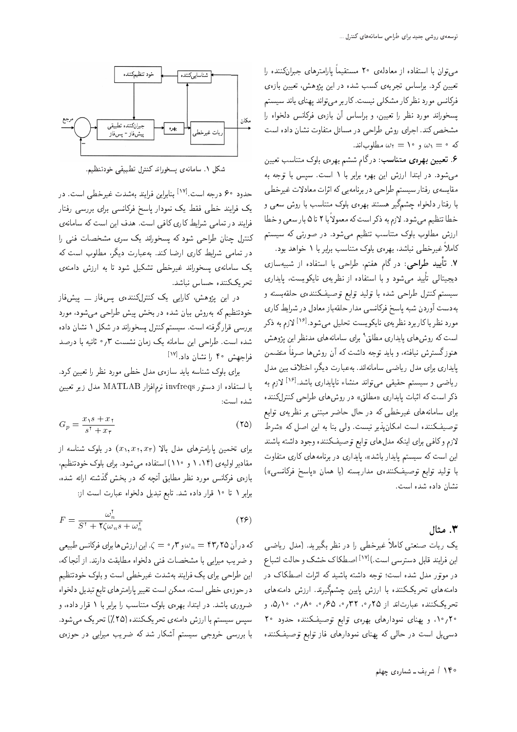می‌توان با استفاده از معادله‌ی ۲۰ مستقیماً پارامترهای جبران‌کننده را تعیین کرد. براساس تجربه‌ی کسب شده در این پژوهش، تعیین بازه‌ی فرکانس مورد نظر کار مشکلی نیست. کاربر می‌تواند پهنای باند سیستم پسخوراند مورد نظر را تعیین، و براساس آن بازه‌ی فرکانس دلخواه را مشخص کند. اجرای روش طراحی در مسائل متفاوت نشان داده است که $\omega_1 = 0$ و $\omega_2 = 10$ مطلوب‌اند.

**۶. تعیین بهره‌ی متناسب**: در گام ششم بهره‌ی بلوک متناسب تعیین می‌شود. در ابتدا ارزش این بهره برابر با ۱ است. سپس با توجه به مقایسه‌ی رفتار سیستم طراحی در برنامه‌یی که اثرات معادلات غیرخطی با رفتار دلخواه چشم‌گیر هستند بهره‌ی بلوک متناسب با روش سعی و خطا تنظیم می‌شود. لازم به ذکر است که معمولاً با ۲ تا ۵ بار سعی و خطا ارزش مطلوب بلوک متناسب تنظیم می‌شود. در صورتی که سیستم کاملاً غیرخطی نباشد، بهره‌ی بلوک متناسب برابر با ۱ خواهد بود.

**۷. تأیید طراحی**: در گام هفتم، طراحی با استفاده از شبیه‌سازی دیجیتالی تأیید می‌شود و با استفاده از نظریه‌ی نایکویست، پایداری سیستم کنترل طراحی شده با تولید توابع توصیف‌کننده‌ی حلقه‌بسته و به‌دست آوردن شبه پاسخ فرکانسی مدار حلقه‌باز معادل در شرایط کاری مورد نظر با کاربرد نظریه‌ی نایکویست تحلیل می‌شود.[16] لازم به ذکر است که روش‌های پایداری مطلق[9] برای سامانه‌های مدنظر این پژوهش هنوز گسترش نیافته، و باید توجه داشت که آن روش‌ها صرفاً متضمن پایداری برای مدل ریاضی سامانه‌اند. به‌عبارت دیگر، اختلاف بین مدل ریاضی و سیستم حقیقی می‌تواند منشاء ناپایداری باشد.[16] لازم به ذکر است که اثبات پایداری «مطلق» در روش‌های طراحی کنترل‌کننده برای سامانه‌های غیرخطی که در حال حاضر مبتنی بر نظریه‌ی توابع توصیف‌کننده است امکان‌پذیر نیست. ولی بنا به این اصل که «شرط لازم و کافی برای اینکه مدل‌های توابع توصیف‌کننده وجود داشته باشند این است که سیستم پایدار باشد»، پایداری در برنامه‌های کاری متفاوت با تولید توابع توصیف‌کننده‌ی مداربسته (یا همان «پاسخ فرکانسی») نشان داده شده است.

## ۳. مثال

یک ربات صنعتی کاملاً غیرخطی را در نظر بگیرید. (مدل ریاضی این فرایند قابل دسترسی است.)[17] اصطکاک خشک و حالت اشباع در موتور مدل شده است؛ توجه داشته باشید که اثرات اصطکاک در دامنه‌های تحریک‌کننده با ارزش پایین چشم‌گیرند. ارزش دامنه‌های تحریک‌کننده عبارت‌اند از ۰٫۲۵، ۰٫۳۲، ۰٫۶۵، ۰٫۸۰، ۵٫۱۰، و ۱۰٫۲۰، و پهنای نمودارهای بهره‌ی توابع توصیف‌کننده حدود ۲۰ دسی‌بل است در حالی که پهنای نمودارهای فاز توابع توصیف‌کننده حدود ۶۰ درجه است.[17] بنابراین فرایند به‌شدت غیرخطی است. در یک فرایند خطی فقط یک نمودار پاسخ فرکانسی برای بررسی رفتار فرایند در تمامی شرایط کاری کافی است. هدف این است که سامانه‌ی کنترل چنان طراحی شود که پسخوراند یک سری مشخصات فنی را در تمامی شرایط کاری ارضا کند. به‌عبارت دیگر، مطلوب است که یک سامانه‌ی پسخوراند غیرخطی تشکیل شود تا به ارزش دامنه‌ی تحریک‌کننده حساس نباشد.

در این پژوهش، کارایی یک کنترل‌کننده‌ی پس‌فاز ــ پیش‌فاز خودتنظیم که به‌روش بیان شده در بخش پیش طراحی می‌شود، مورد بررسی قرارگرفته است. سیستم کنترل پسخوراند در شکل ۱ نشان داده شده است. طراحی این سامانه یک زمان نشست ۰٫۳ ثانیه با درصد فراجهش ۴۰ را نشان داد.[17]

خود تنظیم‌کننده — شناسایی‌کننده — مرجع — جبران‌کننده تطبیقی پیش‌فاز - پس‌فاز — بهره — ربات غیرخطی — مکان

شکل ۱. سامانه‌ی پسخوراند کنترل تطبیقی خودتنظیم.

برای بلوک شناسه باید سازه‌ی مدل خطی مورد نظر را تعیین کرد. با استفاده از دستور invfreqs نرم‌افزار MATLAB مدل زیر تعیین شده است:

$$G_p = \frac{x_1 s + x_2}{s^2 + x_3} \tag{۲۵}$$

برای تخمین پارامترهای مدل بالا $(x_1, x_2, x_3)$ در بلوک شناسه از مقادیر اولیه‌ی (۱، ۱۴ و ۱۱۰) استفاده می‌شود. برای بلوک خودتنظیم، بازه‌ی فرکانس مورد نظر مطابق آنچه که در بخش گذشته ارائه شده، برابر ۱ تا ۱۰ قرار داده شد. تابع تبدیل دلخواه عبارت است از:

$$F = \frac{\omega_n^2}{S^2 + 2\zeta\omega_n s + \omega_n^2} \tag{۲۶}$$

که در آن $\omega_n = 43{,}25$ و $\zeta = 0{,}3$. این ارزش‌ها برای فرکانس طبیعی و ضریب میرایی با مشخصات فنی دلخواه مطابقت دارند. از آنجا که، این طراحی برای یک فرایند به‌شدت غیرخطی است و بلوک خودتنظیم در حوزه‌ی خطی است، ممکن است تغییر پارامترهای تابع تبدیل دلخواه ضروری باشد. در ابتدا، بهره‌ی بلوک متناسب را برابر با ۱ قرار داده، و سپس سیستم با ارزش دامنه‌ی تحریک‌کننده (۲۵٪) تحریک می‌شود. با بررسی خروجی سیستم آشکار شد که ضریب میرایی در حوزه‌ی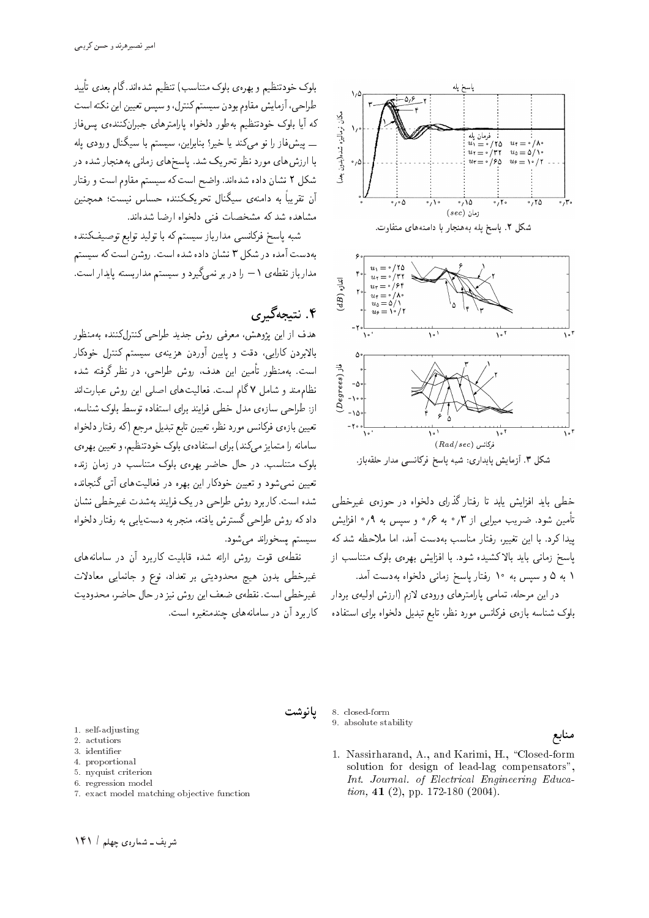خطی باید افزایش یابد تا رفتار گذرای دلخواه در حوزه‌ی غیرخطی تأمین شود. ضریب میرایی از ۰٫۳ به ۰٫۶ و سپس به ۰٫۹ افزایش پیدا کرد. با این تغییر، رفتار مناسب به‌دست آمد، اما ملاحظه شد که پاسخ زمانی باید بالاکشیده شود. با افزایش بهره‌ی بلوک متناسب از ۱ به ۵ و سپس به ۱۰ رفتار پاسخ زمانی دلخواه به‌دست آمد.

در این مرحله، تمامی پارامترهای ورودی لازم (ارزش اولیه‌ی بردار بلوک شناسه بازه‌ی فرکانس مورد نظر، تابع تبدیل دلخواه برای استفاده بلوک خودتنظیم و بهره‌ی بلوک متناسب) تنظیم شده‌اند. گام بعدی تأیید طراحی، آزمایش مقاوم بودن سیستم کنترل، و سپس تعیین این نکته است که آیا بلوک خودتنظیم به‌طور دلخواه پارامترهای جبران‌کننده‌ی پس‌فاز ـــ پیش‌فاز را نو می‌کند یا خیر؛ بنابراین، سیستم با سیگنال ورودی پله با ارزش‌های مورد نظر تحریک شد. پاسخ‌های زمانی به‌هنجار شده در شکل ۲ نشان داده شده‌اند. واضح است که سیستم مقاوم است و رفتار آن تقریباً به دامنه‌ی سیگنال تحریک‌کننده حساس نیست؛ همچنین مشاهده شد که مشخصات فنی دلخواه ارضا شده‌اند.

شکل ۲. پاسخ پله به‌هنجار با دامنه‌های متفاوت.

شبه پاسخ فرکانسی مدارباز سیستم که با تولید توابع توصیف‌کننده به‌دست آمده در شکل ۳ نشان داده شده است. روشن است که سیستم مدارباز نقطه‌ی ۱− را در بر نمی‌گیرد و سیستم مداربسته پایدار است.

شکل ۳. آزمایش پایداری: شبه پاسخ فرکانسی مدار حلقه‌باز.

## ۴. نتیجه‌گیری

هدف از این پژوهش، معرفی روش جدید طراحی کنترل‌کننده به‌منظور بالابردن کارایی، دقت و پایین آوردن هزینه‌ی سیستم کنترل خودکار است. به‌منظور تأمین این هدف، روش طراحی، در نظر گرفته شده نظام‌مند و شامل ۷ گام است. فعالیت‌های اصلی این روش عبارت‌اند از: طراحی سازه‌ی مدل خطی فرایند برای استفاده توسط بلوک شناسه، تعیین بازه‌ی فرکانس مورد نظر، تعیین تابع تبدیل مرجع (که رفتار دلخواه سامانه را متمایز می‌کند) برای استفاده‌ی بلوک خودتنظیم، و تعیین بهره‌ی بلوک متناسب. در حال حاضر بهره‌ی بلوک متناسب در زمان زنده تعیین نمی‌شود و تعیین خودکار این بهره در فعالیت‌های آتی گنجانده شده است. کاربرد روش طراحی در یک فرایند به‌شدت غیرخطی نشان داد که روش طراحی گسترش یافته، منجر به دست‌یابی به رفتار دلخواه سیستم پسخوراند می‌شود.

نقطه‌ی قوت روش ارائه شده قابلیت کاربرد آن در سامانه‌های غیرخطی بدون هیچ محدودیتی بر تعداد، نوع و جانمایی معادلات غیرخطی است. نقطه‌ی ضعف این روش نیز در حال حاضر، محدودیت کاربرد آن در سامانه‌های چندمتغیره است.

### پانوشت

1. self-adjusting
2. actutiors
3. identifier
4. proportional
5. nyquist criterion
6. regression model
7. exact model matching objective function
8. closed-form
9. absolute stability

## منابع

1. Nassirharand, A., and Karimi, H., "Closed-form solution for design of lead-lag compensators", *Int. Journal. of Electrical Engineering Education*, **41** (2), pp. 172-180 (2004).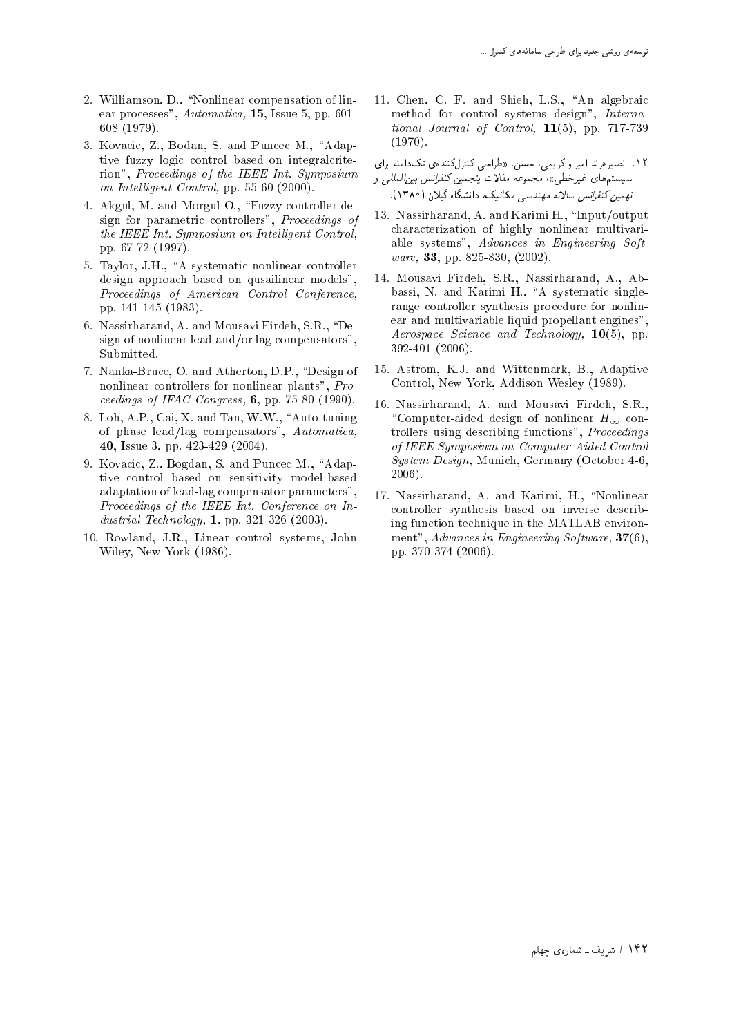2. Williamson, D., "Nonlinear compensation of linear processes", *Automatica*, **15**, Issue 5, pp. 601-608 (1979).

3. Kovacic, Z., Bodan, S. and Puncec M., "Adaptive fuzzy logic control based on integralcriterion", *Proceedings of the IEEE Int. Symposium on Intelligent Control*, pp. 55-60 (2000).

4. Akgul, M. and Morgul O., "Fuzzy controller design for parametric controllers", *Proceedings of the IEEE Int. Symposium on Intelligent Control*, pp. 67-72 (1997).

5. Taylor, J.H., "A systematic nonlinear controller design approach based on qusailinear models", *Proceedings of American Control Conference*, pp. 141-145 (1983).

6. Nassirharand, A. and Mousavi Firdeh, S.R., "Design of nonlinear lead and/or lag compensators", Submitted.

7. Nanka-Bruce, O. and Atherton, D.P., "Design of nonlinear controllers for nonlinear plants", *Proceedings of IFAC Congress*, **6**, pp. 75-80 (1990).

8. Loh, A.P., Cai, X. and Tan, W.W., "Auto-tuning of phase lead/lag compensators", *Automatica*, **40**, Issue 3, pp. 423-429 (2004).

9. Kovacic, Z., Bogdan, S. and Puncec M., "Adaptive control based on sensitivity model-based adaptation of lead-lag compensator parameters", *Proceedings of the IEEE Int. Conference on Industrial Technology*, **1**, pp. 321-326 (2003).

10. Rowland, J.R., Linear control systems, John Wiley, New York (1986).

11. Chen, C. F. and Shieh, L.S., "An algebraic method for control systems design", *International Journal of Control*, **11**(5), pp. 717-739 (1970).

۱۲. نصیرهرند امیر و کریمی، حسن. «طراحی کنترل‌کننده‌ی تک‌دامنه برای سیستم‌های غیرخطی»، مجموعه مقالات پنجمین کنفرانس بین‌المللی و *نهمین کنفرانس سالانه مهندسی مکانیک*، دانشگاه گیلان (۱۳۸۰).

13. Nassirharand, A. and Karimi H., "Input/output characterization of highly nonlinear multivariable systems", *Advances in Engineering Software*, **33**, pp. 825-830, (2002).

14. Mousavi Firdeh, S.R., Nassirharand, A., Abbassi, N. and Karimi H., "A systematic single-range controller synthesis procedure for nonlinear and multivariable liquid propellant engines", *Aerospace Science and Technology*, **10**(5), pp. 392-401 (2006).

15. Astrom, K.J. and Wittenmark, B., Adaptive Control, New York, Addison Wesley (1989).

16. Nassirharand, A. and Mousavi Firdeh, S.R., "Computer-aided design of nonlinear $H_\infty$ controllers using describing functions", *Proceedings of IEEE Symposium on Computer-Aided Control System Design*, Munich, Germany (October 4-6, 2006).

17. Nassirharand, A. and Karimi, H., "Nonlinear controller synthesis based on inverse describing function technique in the MATLAB environment", *Advances in Engineering Software*, **37**(6), pp. 370-374 (2006).